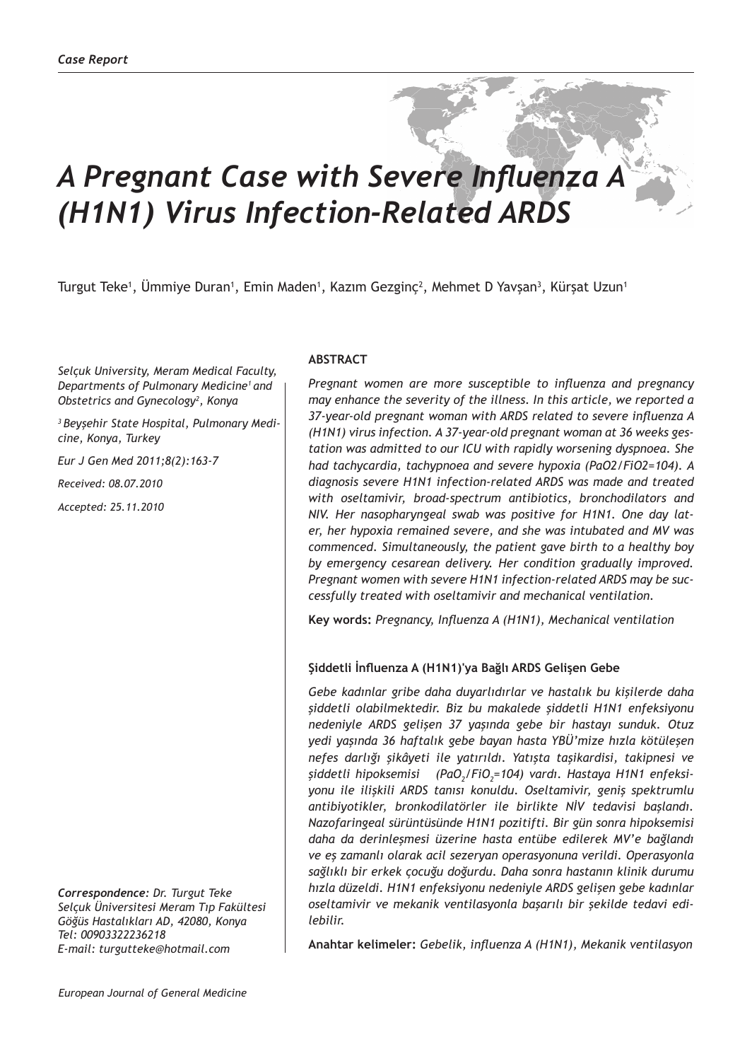*Case Report*

# *A Pregnant Case with Severe Influenza A (H1N1) Virus Infection-Related ARDS*

Turgut Teke[1], Ümmiye Duran[1], Emin Maden[1], Kazım Gezginç[2], Mehmet D Yavşan[3], Kürşat Uzun[1]

*Selçuk University, Meram Medical Faculty, Departments of Pulmonary Medicine[1] and Obstetrics and Gynecology[2], Konya*

*[3] Beyşehir State Hospital, Pulmonary Medicine, Konya, Turkey*

*Eur J Gen Med 2011;8(2):163-7*

*Received: 08.07.2010*

*Accepted: 25.11.2010*

**Correspondence:** *Dr. Turgut Teke*
*Selçuk Üniversitesi Meram Tıp Fakültesi*
*Göğüs Hastalıkları AD, 42080, Konya*
*Tel: 00903322236218*
*E-mail: turgutteke@hotmail.com*

## ABSTRACT

*Pregnant women are more susceptible to influenza and pregnancy may enhance the severity of the illness. In this article, we reported a 37-year-old pregnant woman with ARDS related to severe influenza A (H1N1) virus infection. A 37-year-old pregnant woman at 36 weeks gestation was admitted to our ICU with rapidly worsening dyspnoea. She had tachycardia, tachypnoea and severe hypoxia (PaO2/FiO2=104). A diagnosis severe H1N1 infection-related ARDS was made and treated with oseltamivir, broad-spectrum antibiotics, bronchodilators and NIV. Her nasopharyngeal swab was positive for H1N1. One day later, her hypoxia remained severe, and she was intubated and MV was commenced. Simultaneously, the patient gave birth to a healthy boy by emergency cesarean delivery. Her condition gradually improved. Pregnant women with severe H1N1 infection-related ARDS may be successfully treated with oseltamivir and mechanical ventilation.*

**Key words:** *Pregnancy, Influenza A (H1N1), Mechanical ventilation*

### Şiddetli İnfluenza A (H1N1)'ya Bağlı ARDS Gelişen Gebe

*Gebe kadınlar gribe daha duyarlıdırlar ve hastalık bu kişilerde daha şiddetli olabilmektedir. Biz bu makalede şiddetli H1N1 enfeksiyonu nedeniyle ARDS gelişen 37 yaşında gebe bir hastayı sunduk. Otuz yedi yaşında 36 haftalık gebe bayan hasta YBÜ'mize hızla kötüleşen nefes darlığı şikâyeti ile yatırıldı. Yatışta taşikardisi, takipnesi ve şiddetli hipoksemisi ($PaO_2/FiO_2=104$) vardı. Hastaya H1N1 enfeksiyonu ile ilişkili ARDS tanısı konuldu. Oseltamivir, geniş spektrumlu antibiyotikler, bronkodilatörler ile birlikte NİV tedavisi başlandı. Nazofaringeal sürüntüsünde H1N1 pozitifti. Bir gün sonra hipoksemisi daha da derinleşmesi üzerine hasta entübe edilerek MV'e bağlandı ve eş zamanlı olarak acil sezeryan operasyonuna verildi. Operasyonla sağlıklı bir erkek çocuğu doğurdu. Daha sonra hastanın klinik durumu hızla düzeldi. H1N1 enfeksiyonu nedeniyle ARDS gelişen gebe kadınlar oseltamivir ve mekanik ventilasyonla başarılı bir şekilde tedavi edilebilir.*

**Anahtar kelimeler:** *Gebelik, influenza A (H1N1), Mekanik ventilasyon*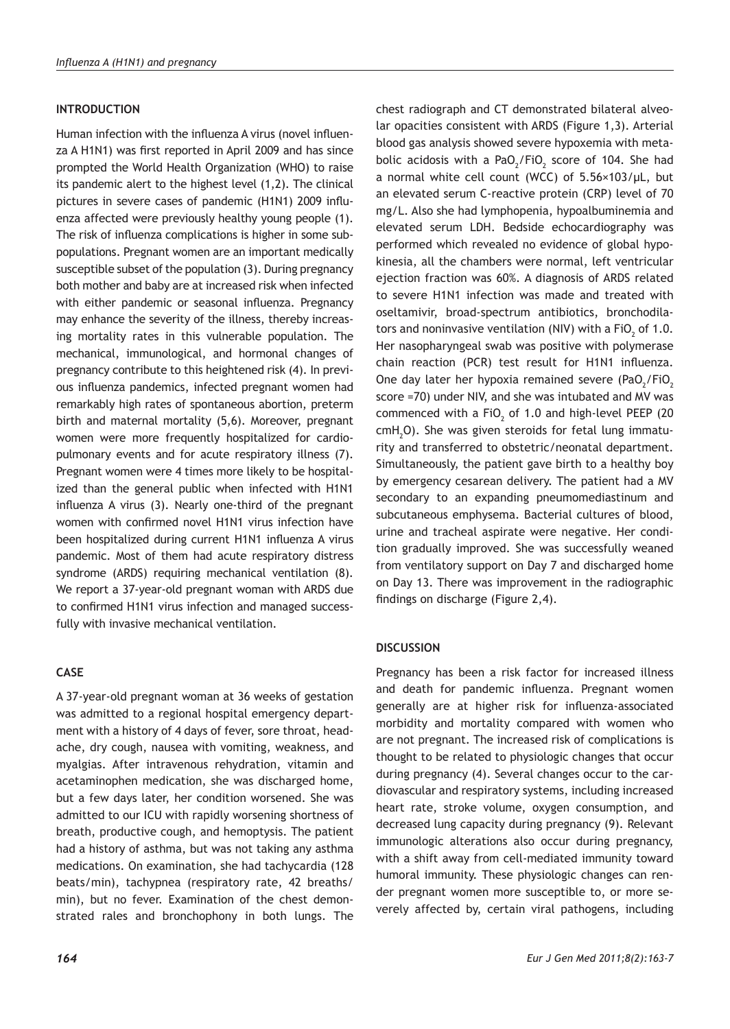## INTRODUCTION

Human infection with the influenza A virus (novel influenza A H1N1) was first reported in April 2009 and has since prompted the World Health Organization (WHO) to raise its pandemic alert to the highest level (1,2). The clinical pictures in severe cases of pandemic (H1N1) 2009 influenza affected were previously healthy young people (1). The risk of influenza complications is higher in some subpopulations. Pregnant women are an important medically susceptible subset of the population (3). During pregnancy both mother and baby are at increased risk when infected with either pandemic or seasonal influenza. Pregnancy may enhance the severity of the illness, thereby increasing mortality rates in this vulnerable population. The mechanical, immunological, and hormonal changes of pregnancy contribute to this heightened risk (4). In previous influenza pandemics, infected pregnant women had remarkably high rates of spontaneous abortion, preterm birth and maternal mortality (5,6). Moreover, pregnant women were more frequently hospitalized for cardiopulmonary events and for acute respiratory illness (7). Pregnant women were 4 times more likely to be hospitalized than the general public when infected with H1N1 influenza A virus (3). Nearly one-third of the pregnant women with confirmed novel H1N1 virus infection have been hospitalized during current H1N1 influenza A virus pandemic. Most of them had acute respiratory distress syndrome (ARDS) requiring mechanical ventilation (8). We report a 37-year-old pregnant woman with ARDS due to confirmed H1N1 virus infection and managed successfully with invasive mechanical ventilation.

## CASE

A 37-year-old pregnant woman at 36 weeks of gestation was admitted to a regional hospital emergency department with a history of 4 days of fever, sore throat, headache, dry cough, nausea with vomiting, weakness, and myalgias. After intravenous rehydration, vitamin and acetaminophen medication, she was discharged home, but a few days later, her condition worsened. She was admitted to our ICU with rapidly worsening shortness of breath, productive cough, and hemoptysis. The patient had a history of asthma, but was not taking any asthma medications. On examination, she had tachycardia (128 beats/min), tachypnea (respiratory rate, 42 breaths/min), but no fever. Examination of the chest demonstrated rales and bronchophony in both lungs. The chest radiograph and CT demonstrated bilateral alveolar opacities consistent with ARDS (Figure 1,3). Arterial blood gas analysis showed severe hypoxemia with metabolic acidosis with a $PaO_2/FiO_2$ score of 104. She had a normal white cell count (WCC) of 5.56×103/µL, but an elevated serum C-reactive protein (CRP) level of 70 mg/L. Also she had lymphopenia, hypoalbuminemia and elevated serum LDH. Bedside echocardiography was performed which revealed no evidence of global hypokinesia, all the chambers were normal, left ventricular ejection fraction was 60%. A diagnosis of ARDS related to severe H1N1 infection was made and treated with oseltamivir, broad-spectrum antibiotics, bronchodilators and noninvasive ventilation (NIV) with a $FiO_2$ of 1.0. Her nasopharyngeal swab was positive with polymerase chain reaction (PCR) test result for H1N1 influenza. One day later her hypoxia remained severe ($PaO_2/FiO_2$ score =70) under NIV, and she was intubated and MV was commenced with a $FiO_2$ of 1.0 and high-level PEEP (20 $cmH_2O$). She was given steroids for fetal lung immaturity and transferred to obstetric/neonatal department. Simultaneously, the patient gave birth to a healthy boy by emergency cesarean delivery. The patient had a MV secondary to an expanding pneumomediastinum and subcutaneous emphysema. Bacterial cultures of blood, urine and tracheal aspirate were negative. Her condition gradually improved. She was successfully weaned from ventilatory support on Day 7 and discharged home on Day 13. There was improvement in the radiographic findings on discharge (Figure 2,4).

## DISCUSSION

Pregnancy has been a risk factor for increased illness and death for pandemic influenza. Pregnant women generally are at higher risk for influenza-associated morbidity and mortality compared with women who are not pregnant. The increased risk of complications is thought to be related to physiologic changes that occur during pregnancy (4). Several changes occur to the cardiovascular and respiratory systems, including increased heart rate, stroke volume, oxygen consumption, and decreased lung capacity during pregnancy (9). Relevant immunologic alterations also occur during pregnancy, with a shift away from cell-mediated immunity toward humoral immunity. These physiologic changes can render pregnant women more susceptible to, or more severely affected by, certain viral pathogens, including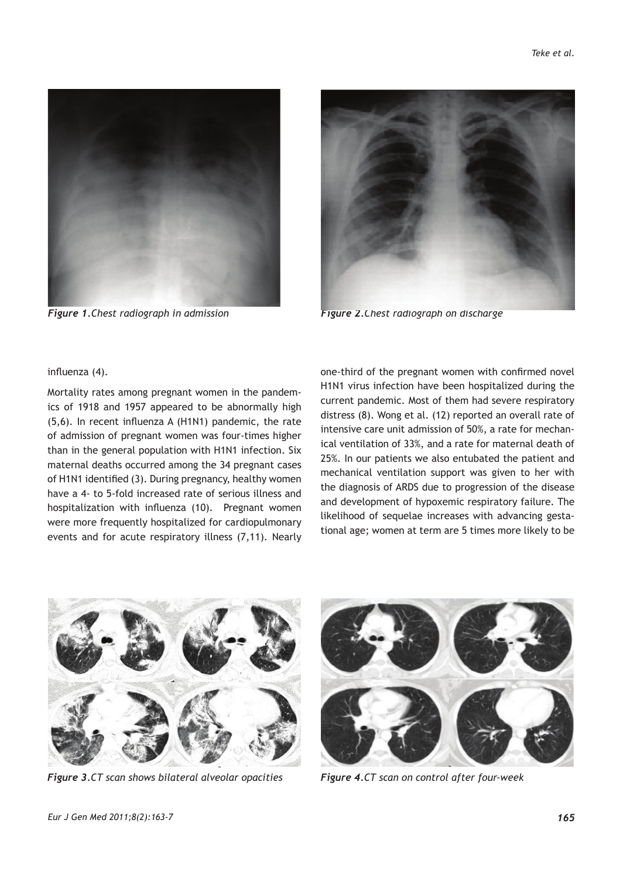*Figure 1.Chest radiograph in admission*

*Figure 2.Chest radiograph on discharge*

influenza (4).

Mortality rates among pregnant women in the pandemics of 1918 and 1957 appeared to be abnormally high (5,6). In recent influenza A (H1N1) pandemic, the rate of admission of pregnant women was four-times higher than in the general population with H1N1 infection. Six maternal deaths occurred among the 34 pregnant cases of H1N1 identified (3). During pregnancy, healthy women have a 4- to 5-fold increased rate of serious illness and hospitalization with influenza (10). Pregnant women were more frequently hospitalized for cardiopulmonary events and for acute respiratory illness (7,11). Nearly one-third of the pregnant women with confirmed novel H1N1 virus infection have been hospitalized during the current pandemic. Most of them had severe respiratory distress (8). Wong et al. (12) reported an overall rate of intensive care unit admission of 50%, a rate for mechanical ventilation of 33%, and a rate for maternal death of 25%. In our patients we also entubated the patient and mechanical ventilation support was given to her with the diagnosis of ARDS due to progression of the disease and development of hypoxemic respiratory failure. The likelihood of sequelae increases with advancing gestational age; women at term are 5 times more likely to be

*Figure 3.CT scan shows bilateral alveolar opacities*

*Figure 4.CT scan on control after four-week*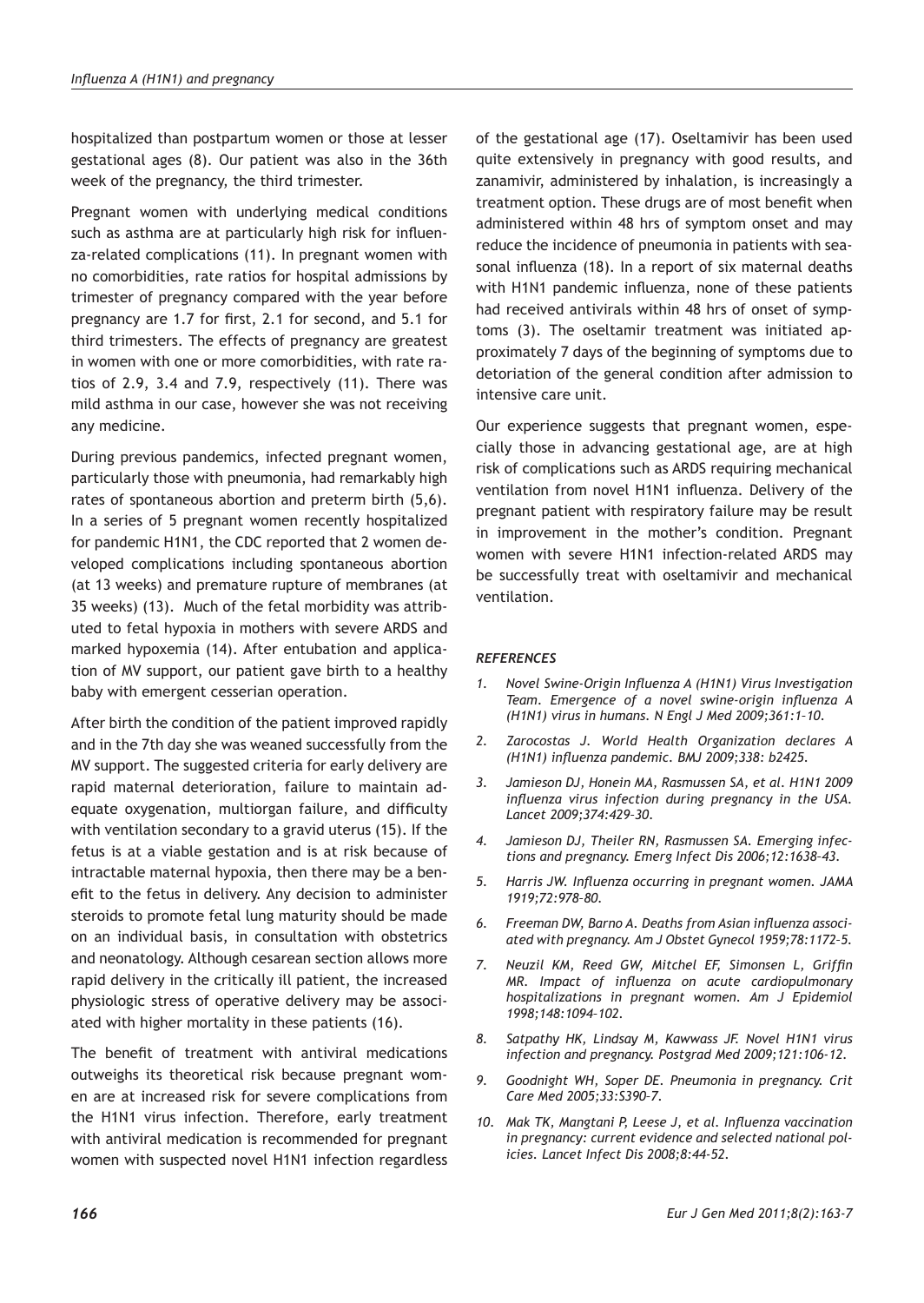hospitalized than postpartum women or those at lesser gestational ages (8). Our patient was also in the 36th week of the pregnancy, the third trimester.

Pregnant women with underlying medical conditions such as asthma are at particularly high risk for influenza-related complications (11). In pregnant women with no comorbidities, rate ratios for hospital admissions by trimester of pregnancy compared with the year before pregnancy are 1.7 for first, 2.1 for second, and 5.1 for third trimesters. The effects of pregnancy are greatest in women with one or more comorbidities, with rate ratios of 2.9, 3.4 and 7.9, respectively (11). There was mild asthma in our case, however she was not receiving any medicine.

During previous pandemics, infected pregnant women, particularly those with pneumonia, had remarkably high rates of spontaneous abortion and preterm birth (5,6). In a series of 5 pregnant women recently hospitalized for pandemic H1N1, the CDC reported that 2 women developed complications including spontaneous abortion (at 13 weeks) and premature rupture of membranes (at 35 weeks) (13). Much of the fetal morbidity was attributed to fetal hypoxia in mothers with severe ARDS and marked hypoxemia (14). After entubation and application of MV support, our patient gave birth to a healthy baby with emergent cesserian operation.

After birth the condition of the patient improved rapidly and in the 7th day she was weaned successfully from the MV support. The suggested criteria for early delivery are rapid maternal deterioration, failure to maintain adequate oxygenation, multiorgan failure, and difficulty with ventilation secondary to a gravid uterus (15). If the fetus is at a viable gestation and is at risk because of intractable maternal hypoxia, then there may be a benefit to the fetus in delivery. Any decision to administer steroids to promote fetal lung maturity should be made on an individual basis, in consultation with obstetrics and neonatology. Although cesarean section allows more rapid delivery in the critically ill patient, the increased physiologic stress of operative delivery may be associated with higher mortality in these patients (16).

The benefit of treatment with antiviral medications outweighs its theoretical risk because pregnant women are at increased risk for severe complications from the H1N1 virus infection. Therefore, early treatment with antiviral medication is recommended for pregnant women with suspected novel H1N1 infection regardless of the gestational age (17). Oseltamivir has been used quite extensively in pregnancy with good results, and zanamivir, administered by inhalation, is increasingly a treatment option. These drugs are of most benefit when administered within 48 hrs of symptom onset and may reduce the incidence of pneumonia in patients with seasonal influenza (18). In a report of six maternal deaths with H1N1 pandemic influenza, none of these patients had received antivirals within 48 hrs of onset of symptoms (3). The oseltamir treatment was initiated approximately 7 days of the beginning of symptoms due to detoriation of the general condition after admission to intensive care unit.

Our experience suggests that pregnant women, especially those in advancing gestational age, are at high risk of complications such as ARDS requiring mechanical ventilation from novel H1N1 influenza. Delivery of the pregnant patient with respiratory failure may be result in improvement in the mother's condition. Pregnant women with severe H1N1 infection-related ARDS may be successfully treat with oseltamivir and mechanical ventilation.

### *REFERENCES*

1. *Novel Swine-Origin Influenza A (H1N1) Virus Investigation Team. Emergence of a novel swine-origin influenza A (H1N1) virus in humans. N Engl J Med 2009;361:1-10.*
2. *Zarocostas J. World Health Organization declares A (H1N1) influenza pandemic. BMJ 2009;338: b2425.*
3. *Jamieson DJ, Honein MA, Rasmussen SA, et al. H1N1 2009 influenza virus infection during pregnancy in the USA. Lancet 2009;374:429–30.*
4. *Jamieson DJ, Theiler RN, Rasmussen SA. Emerging infections and pregnancy. Emerg Infect Dis 2006;12:1638–43.*
5. *Harris JW. Influenza occurring in pregnant women. JAMA 1919;72:978–80.*
6. *Freeman DW, Barno A. Deaths from Asian influenza associated with pregnancy. Am J Obstet Gynecol 1959;78:1172–5.*
7. *Neuzil KM, Reed GW, Mitchel EF, Simonsen L, Griffin MR. Impact of influenza on acute cardiopulmonary hospitalizations in pregnant women. Am J Epidemiol 1998;148:1094–102.*
8. *Satpathy HK, Lindsay M, Kawwass JF. Novel H1N1 virus infection and pregnancy. Postgrad Med 2009;121:106-12.*
9. *Goodnight WH, Soper DE. Pneumonia in pregnancy. Crit Care Med 2005;33:S390–7.*
10. *Mak TK, Mangtani P, Leese J, et al. Influenza vaccination in pregnancy: current evidence and selected national policies. Lancet Infect Dis 2008;8:44–52.*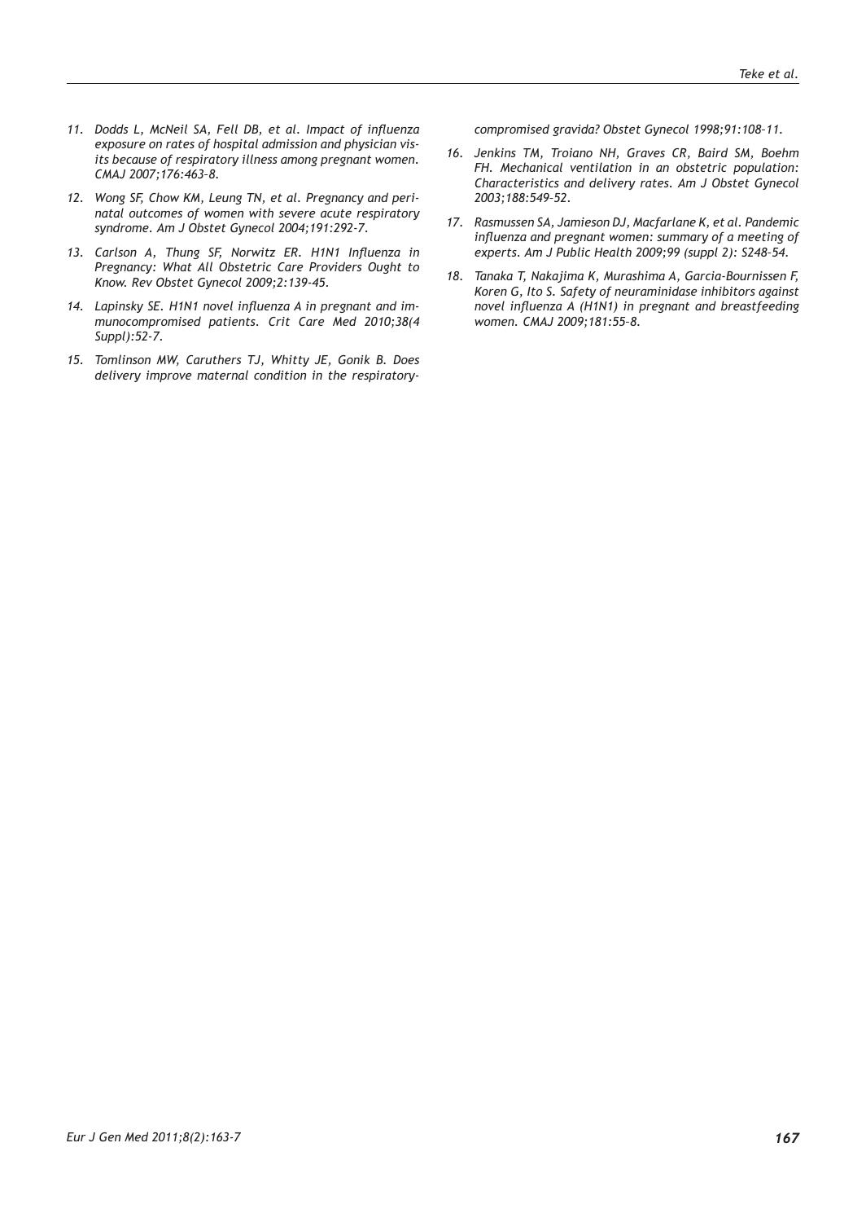11. *Dodds L, McNeil SA, Fell DB, et al. Impact of influenza exposure on rates of hospital admission and physician visits because of respiratory illness among pregnant women. CMAJ 2007;176:463-8.*
12. *Wong SF, Chow KM, Leung TN, et al. Pregnancy and perinatal outcomes of women with severe acute respiratory syndrome. Am J Obstet Gynecol 2004;191:292-7.*
13. *Carlson A, Thung SF, Norwitz ER. H1N1 Influenza in Pregnancy: What All Obstetric Care Providers Ought to Know. Rev Obstet Gynecol 2009;2:139-45.*
14. *Lapinsky SE. H1N1 novel influenza A in pregnant and immunocompromised patients. Crit Care Med 2010;38(4 Suppl):52-7.*
15. *Tomlinson MW, Caruthers TJ, Whitty JE, Gonik B. Does delivery improve maternal condition in the respiratory-compromised gravida? Obstet Gynecol 1998;91:108-11.*
16. *Jenkins TM, Troiano NH, Graves CR, Baird SM, Boehm FH. Mechanical ventilation in an obstetric population: Characteristics and delivery rates. Am J Obstet Gynecol 2003;188:549-52.*
17. *Rasmussen SA, Jamieson DJ, Macfarlane K, et al. Pandemic influenza and pregnant women: summary of a meeting of experts. Am J Public Health 2009;99 (suppl 2): S248-54.*
18. *Tanaka T, Nakajima K, Murashima A, Garcia-Bournissen F, Koren G, Ito S. Safety of neuraminidase inhibitors against novel influenza A (H1N1) in pregnant and breastfeeding women. CMAJ 2009;181:55-8.*